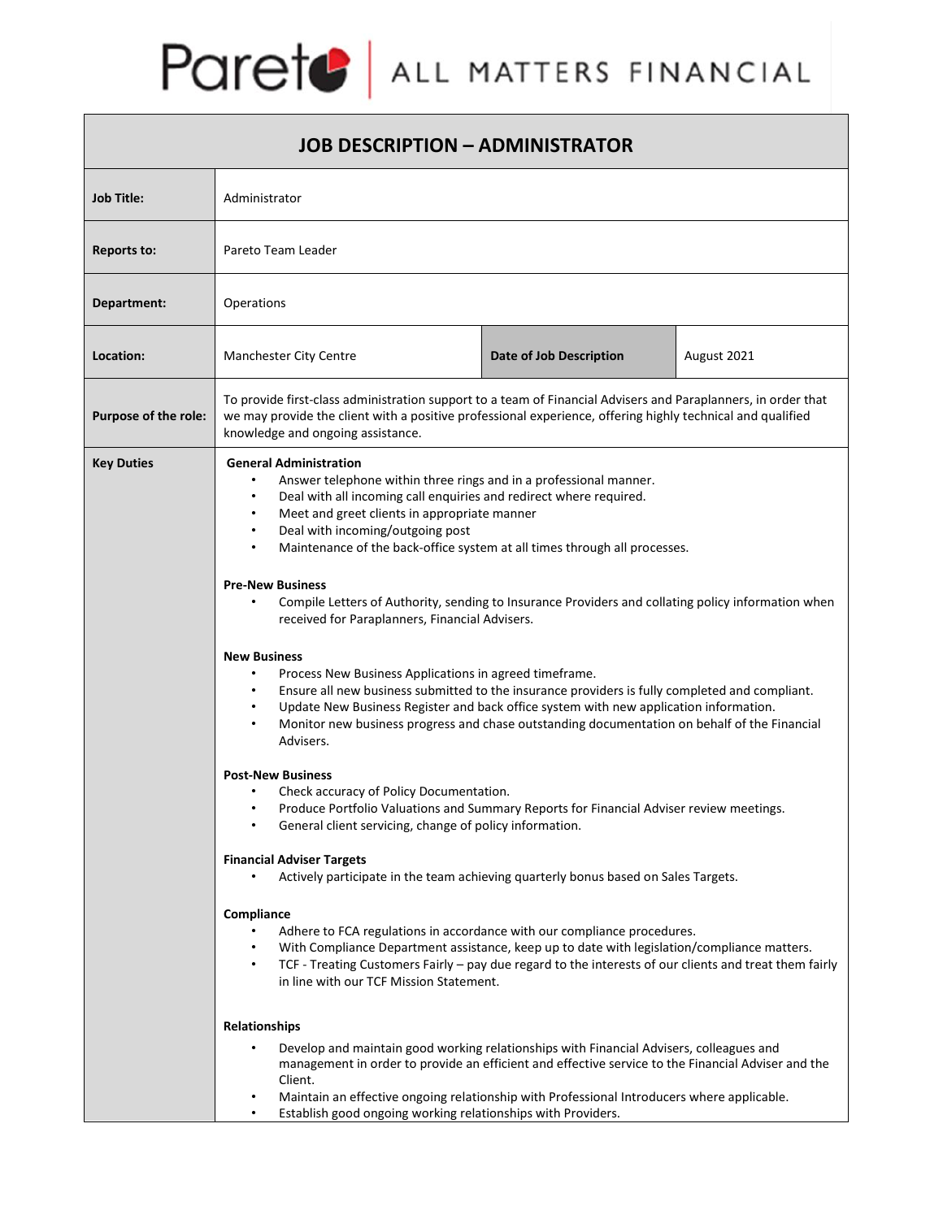Pareto | ALL MATTERS FINANCIAL

# JOB DESCRIPTION – ADMINISTRATOR

| | | | |
|---|---|---|---|
| **Job Title:** | Administrator | | |
| **Reports to:** | Pareto Team Leader | | |
| **Department:** | Operations | | |
| **Location:** | Manchester City Centre | **Date of Job Description** | August 2021 |
| **Purpose of the role:** | To provide first-class administration support to a team of Financial Advisers and Paraplanners, in order that we may provide the client with a positive professional experience, offering highly technical and qualified knowledge and ongoing assistance. | | |

**Key Duties**

**General Administration**

- Answer telephone within three rings and in a professional manner.
- Deal with all incoming call enquiries and redirect where required.
- Meet and greet clients in appropriate manner
- Deal with incoming/outgoing post
- Maintenance of the back-office system at all times through all processes.

**Pre-New Business**

- Compile Letters of Authority, sending to Insurance Providers and collating policy information when received for Paraplanners, Financial Advisers.

**New Business**

- Process New Business Applications in agreed timeframe.
- Ensure all new business submitted to the insurance providers is fully completed and compliant.
- Update New Business Register and back office system with new application information.
- Monitor new business progress and chase outstanding documentation on behalf of the Financial Advisers.

**Post-New Business**

- Check accuracy of Policy Documentation.
- Produce Portfolio Valuations and Summary Reports for Financial Adviser review meetings.
- General client servicing, change of policy information.

**Financial Adviser Targets**

- Actively participate in the team achieving quarterly bonus based on Sales Targets.

**Compliance**

- Adhere to FCA regulations in accordance with our compliance procedures.
- With Compliance Department assistance, keep up to date with legislation/compliance matters.
- TCF - Treating Customers Fairly – pay due regard to the interests of our clients and treat them fairly in line with our TCF Mission Statement.

**Relationships**

- Develop and maintain good working relationships with Financial Advisers, colleagues and management in order to provide an efficient and effective service to the Financial Adviser and the Client.
- Maintain an effective ongoing relationship with Professional Introducers where applicable.
- Establish good ongoing working relationships with Providers.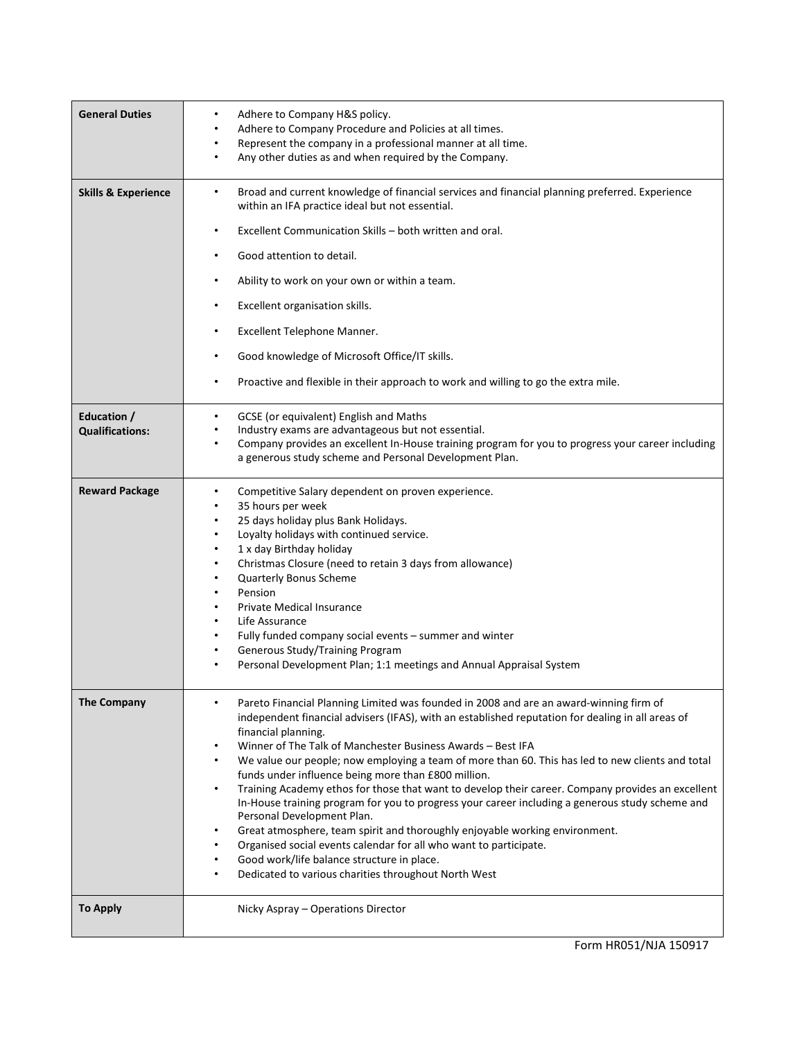| | |
|---|---|
| **General Duties** | • Adhere to Company H&S policy.<br>• Adhere to Company Procedure and Policies at all times.<br>• Represent the company in a professional manner at all time.<br>• Any other duties as and when required by the Company. |
| **Skills & Experience** | • Broad and current knowledge of financial services and financial planning preferred. Experience within an IFA practice ideal but not essential.<br>• Excellent Communication Skills – both written and oral.<br>• Good attention to detail.<br>• Ability to work on your own or within a team.<br>• Excellent organisation skills.<br>• Excellent Telephone Manner.<br>• Good knowledge of Microsoft Office/IT skills.<br>• Proactive and flexible in their approach to work and willing to go the extra mile. |
| **Education / Qualifications:** | • GCSE (or equivalent) English and Maths<br>• Industry exams are advantageous but not essential.<br>• Company provides an excellent In-House training program for you to progress your career including a generous study scheme and Personal Development Plan. |
| **Reward Package** | • Competitive Salary dependent on proven experience.<br>• 35 hours per week<br>• 25 days holiday plus Bank Holidays.<br>• Loyalty holidays with continued service.<br>• 1 x day Birthday holiday<br>• Christmas Closure (need to retain 3 days from allowance)<br>• Quarterly Bonus Scheme<br>• Pension<br>• Private Medical Insurance<br>• Life Assurance<br>• Fully funded company social events – summer and winter<br>• Generous Study/Training Program<br>• Personal Development Plan; 1:1 meetings and Annual Appraisal System |
| **The Company** | • Pareto Financial Planning Limited was founded in 2008 and are an award-winning firm of independent financial advisers (IFAS), with an established reputation for dealing in all areas of financial planning.<br>• Winner of The Talk of Manchester Business Awards – Best IFA<br>• We value our people; now employing a team of more than 60. This has led to new clients and total funds under influence being more than £800 million.<br>• Training Academy ethos for those that want to develop their career. Company provides an excellent In-House training program for you to progress your career including a generous study scheme and Personal Development Plan.<br>• Great atmosphere, team spirit and thoroughly enjoyable working environment.<br>• Organised social events calendar for all who want to participate.<br>• Good work/life balance structure in place.<br>• Dedicated to various charities throughout North West |
| **To Apply** | Nicky Aspray – Operations Director |

Form HR051/NJA 150917